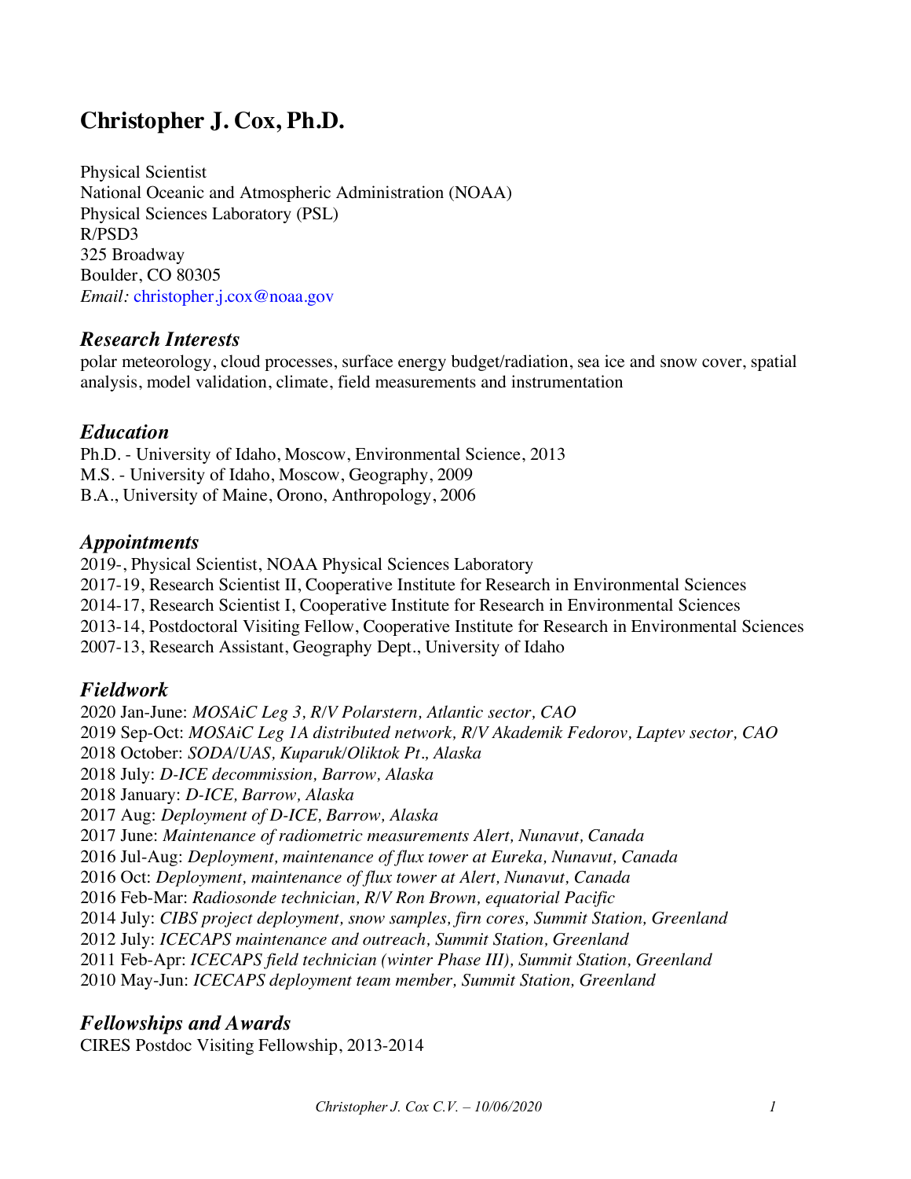# Christopher J. Cox, Ph.D.

Physical Scientist
National Oceanic and Atmospheric Administration (NOAA)
Physical Sciences Laboratory (PSL)
R/PSD3
325 Broadway
Boulder, CO 80305
*Email:* christopher.j.cox@noaa.gov

## *Research Interests*

polar meteorology, cloud processes, surface energy budget/radiation, sea ice and snow cover, spatial analysis, model validation, climate, field measurements and instrumentation

## *Education*

Ph.D. - University of Idaho, Moscow, Environmental Science, 2013
M.S. - University of Idaho, Moscow, Geography, 2009
B.A., University of Maine, Orono, Anthropology, 2006

## *Appointments*

2019-, Physical Scientist, NOAA Physical Sciences Laboratory
2017-19, Research Scientist II, Cooperative Institute for Research in Environmental Sciences
2014-17, Research Scientist I, Cooperative Institute for Research in Environmental Sciences
2013-14, Postdoctoral Visiting Fellow, Cooperative Institute for Research in Environmental Sciences
2007-13, Research Assistant, Geography Dept., University of Idaho

## *Fieldwork*

2020 Jan-June: *MOSAiC Leg 3, R/V Polarstern, Atlantic sector, CAO*
2019 Sep-Oct: *MOSAiC Leg 1A distributed network, R/V Akademik Fedorov, Laptev sector, CAO*
2018 October: *SODA/UAS, Kuparuk/Oliktok Pt., Alaska*
2018 July: *D-ICE decommission, Barrow, Alaska*
2018 January: *D-ICE, Barrow, Alaska*
2017 Aug: *Deployment of D-ICE, Barrow, Alaska*
2017 June: *Maintenance of radiometric measurements Alert, Nunavut, Canada*
2016 Jul-Aug: *Deployment, maintenance of flux tower at Eureka, Nunavut, Canada*
2016 Oct: *Deployment, maintenance of flux tower at Alert, Nunavut, Canada*
2016 Feb-Mar: *Radiosonde technician, R/V Ron Brown, equatorial Pacific*
2014 July: *CIBS project deployment, snow samples, firn cores, Summit Station, Greenland*
2012 July: *ICECAPS maintenance and outreach, Summit Station, Greenland*
2011 Feb-Apr: *ICECAPS field technician (winter Phase III), Summit Station, Greenland*
2010 May-Jun: *ICECAPS deployment team member, Summit Station, Greenland*

## *Fellowships and Awards*

CIRES Postdoc Visiting Fellowship, 2013-2014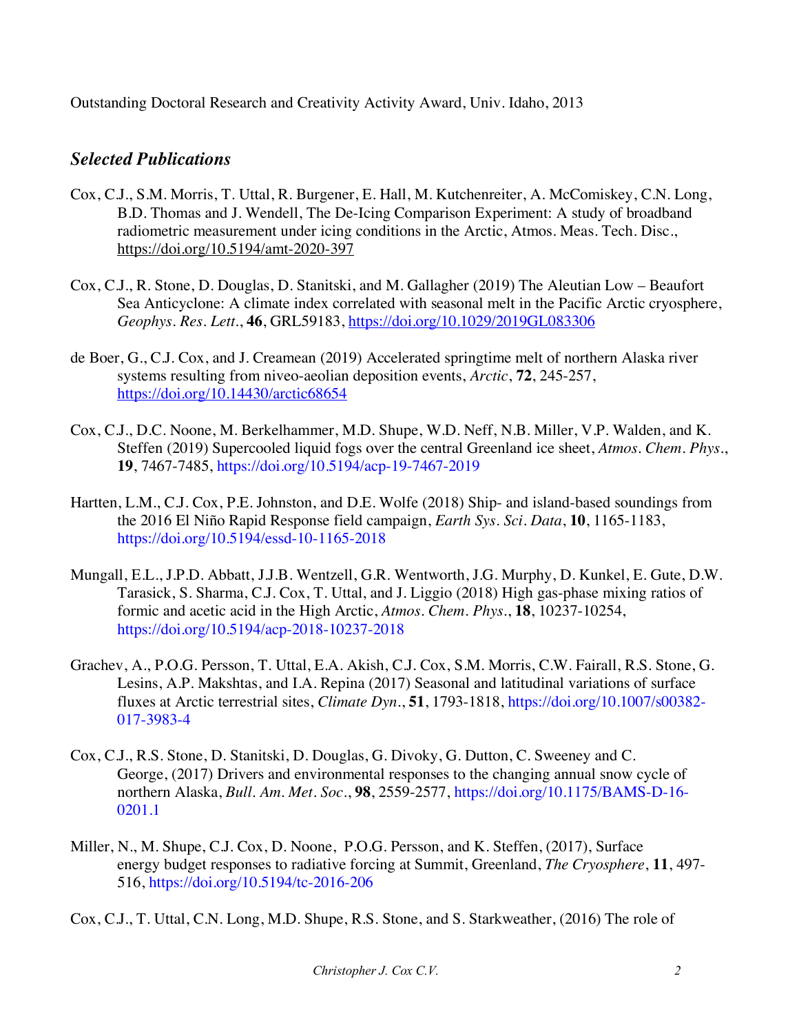Outstanding Doctoral Research and Creativity Activity Award, Univ. Idaho, 2013

## *Selected Publications*

Cox, C.J., S.M. Morris, T. Uttal, R. Burgener, E. Hall, M. Kutchenreiter, A. McComiskey, C.N. Long, B.D. Thomas and J. Wendell, The De-Icing Comparison Experiment: A study of broadband radiometric measurement under icing conditions in the Arctic, Atmos. Meas. Tech. Disc., https://doi.org/10.5194/amt-2020-397

Cox, C.J., R. Stone, D. Douglas, D. Stanitski, and M. Gallagher (2019) The Aleutian Low – Beaufort Sea Anticyclone: A climate index correlated with seasonal melt in the Pacific Arctic cryosphere, *Geophys. Res. Lett.*, **46**, GRL59183, https://doi.org/10.1029/2019GL083306

de Boer, G., C.J. Cox, and J. Creamean (2019) Accelerated springtime melt of northern Alaska river systems resulting from niveo-aeolian deposition events, *Arctic*, **72**, 245-257, https://doi.org/10.14430/arctic68654

Cox, C.J., D.C. Noone, M. Berkelhammer, M.D. Shupe, W.D. Neff, N.B. Miller, V.P. Walden, and K. Steffen (2019) Supercooled liquid fogs over the central Greenland ice sheet, *Atmos. Chem. Phys.*, **19**, 7467-7485, https://doi.org/10.5194/acp-19-7467-2019

Hartten, L.M., C.J. Cox, P.E. Johnston, and D.E. Wolfe (2018) Ship- and island-based soundings from the 2016 El Niño Rapid Response field campaign, *Earth Sys. Sci. Data*, **10**, 1165-1183, https://doi.org/10.5194/essd-10-1165-2018

Mungall, E.L., J.P.D. Abbatt, J.J.B. Wentzell, G.R. Wentworth, J.G. Murphy, D. Kunkel, E. Gute, D.W. Tarasick, S. Sharma, C.J. Cox, T. Uttal, and J. Liggio (2018) High gas-phase mixing ratios of formic and acetic acid in the High Arctic, *Atmos. Chem. Phys.*, **18**, 10237-10254, https://doi.org/10.5194/acp-2018-10237-2018

Grachev, A., P.O.G. Persson, T. Uttal, E.A. Akish, C.J. Cox, S.M. Morris, C.W. Fairall, R.S. Stone, G. Lesins, A.P. Makshtas, and I.A. Repina (2017) Seasonal and latitudinal variations of surface fluxes at Arctic terrestrial sites, *Climate Dyn.*, **51**, 1793-1818, https://doi.org/10.1007/s00382-017-3983-4

Cox, C.J., R.S. Stone, D. Stanitski, D. Douglas, G. Divoky, G. Dutton, C. Sweeney and C. George, (2017) Drivers and environmental responses to the changing annual snow cycle of northern Alaska, *Bull. Am. Met. Soc.*, **98**, 2559-2577, https://doi.org/10.1175/BAMS-D-16-0201.1

Miller, N., M. Shupe, C.J. Cox, D. Noone, P.O.G. Persson, and K. Steffen, (2017), Surface energy budget responses to radiative forcing at Summit, Greenland, *The Cryosphere*, **11**, 497-516, https://doi.org/10.5194/tc-2016-206

Cox, C.J., T. Uttal, C.N. Long, M.D. Shupe, R.S. Stone, and S. Starkweather, (2016) The role of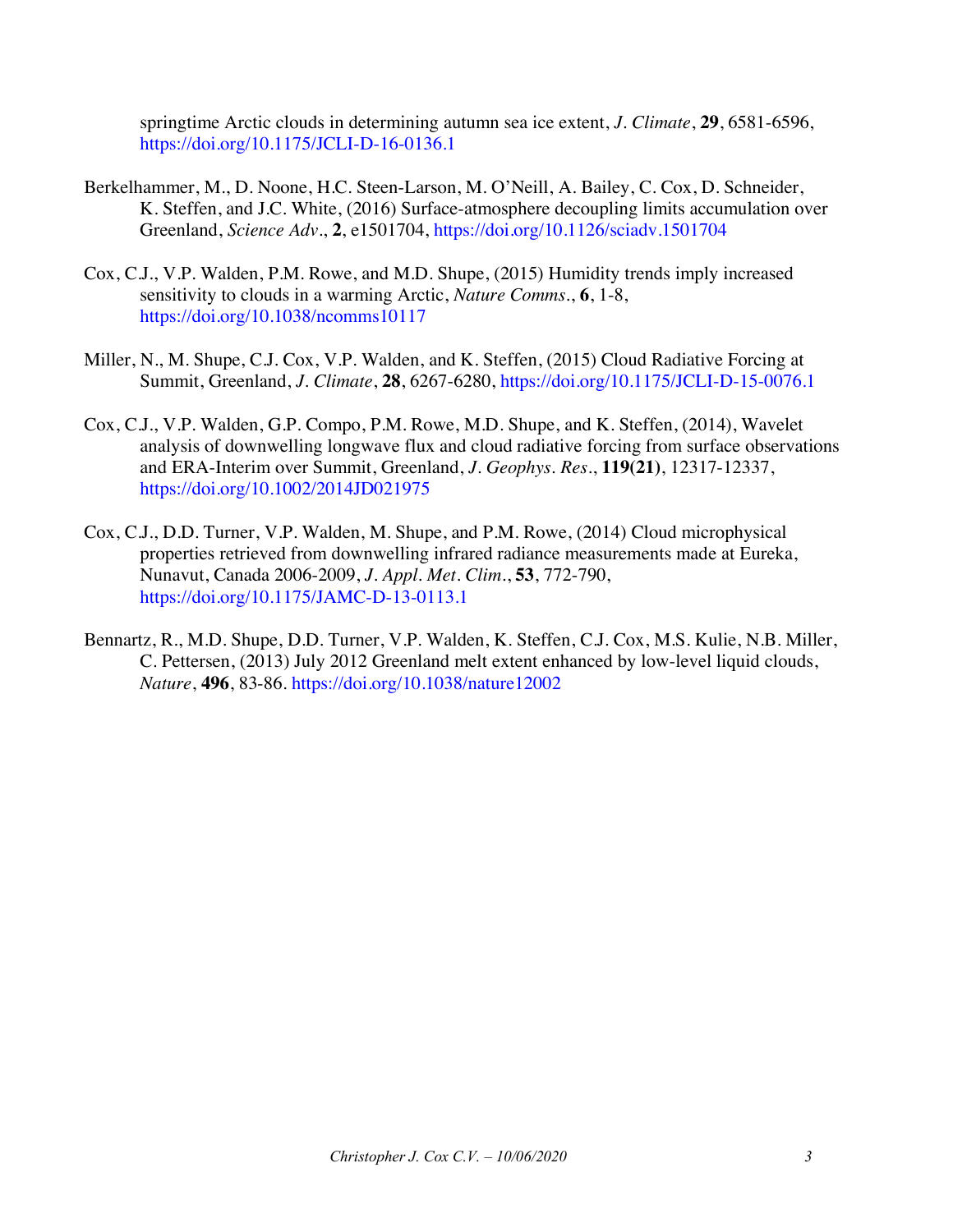springtime Arctic clouds in determining autumn sea ice extent, *J. Climate*, **29**, 6581-6596, https://doi.org/10.1175/JCLI-D-16-0136.1

Berkelhammer, M., D. Noone, H.C. Steen-Larson, M. O'Neill, A. Bailey, C. Cox, D. Schneider, K. Steffen, and J.C. White, (2016) Surface-atmosphere decoupling limits accumulation over Greenland, *Science Adv*., **2**, e1501704, https://doi.org/10.1126/sciadv.1501704

Cox, C.J., V.P. Walden, P.M. Rowe, and M.D. Shupe, (2015) Humidity trends imply increased sensitivity to clouds in a warming Arctic, *Nature Comms*., **6**, 1-8, https://doi.org/10.1038/ncomms10117

Miller, N., M. Shupe, C.J. Cox, V.P. Walden, and K. Steffen, (2015) Cloud Radiative Forcing at Summit, Greenland, *J. Climate*, **28**, 6267-6280, https://doi.org/10.1175/JCLI-D-15-0076.1

Cox, C.J., V.P. Walden, G.P. Compo, P.M. Rowe, M.D. Shupe, and K. Steffen, (2014), Wavelet analysis of downwelling longwave flux and cloud radiative forcing from surface observations and ERA-Interim over Summit, Greenland, *J. Geophys. Res*., **119(21)**, 12317-12337, https://doi.org/10.1002/2014JD021975

Cox, C.J., D.D. Turner, V.P. Walden, M. Shupe, and P.M. Rowe, (2014) Cloud microphysical properties retrieved from downwelling infrared radiance measurements made at Eureka, Nunavut, Canada 2006-2009, *J. Appl. Met. Clim*., **53**, 772-790, https://doi.org/10.1175/JAMC-D-13-0113.1

Bennartz, R., M.D. Shupe, D.D. Turner, V.P. Walden, K. Steffen, C.J. Cox, M.S. Kulie, N.B. Miller, C. Pettersen, (2013) July 2012 Greenland melt extent enhanced by low-level liquid clouds, *Nature*, **496**, 83-86. https://doi.org/10.1038/nature12002